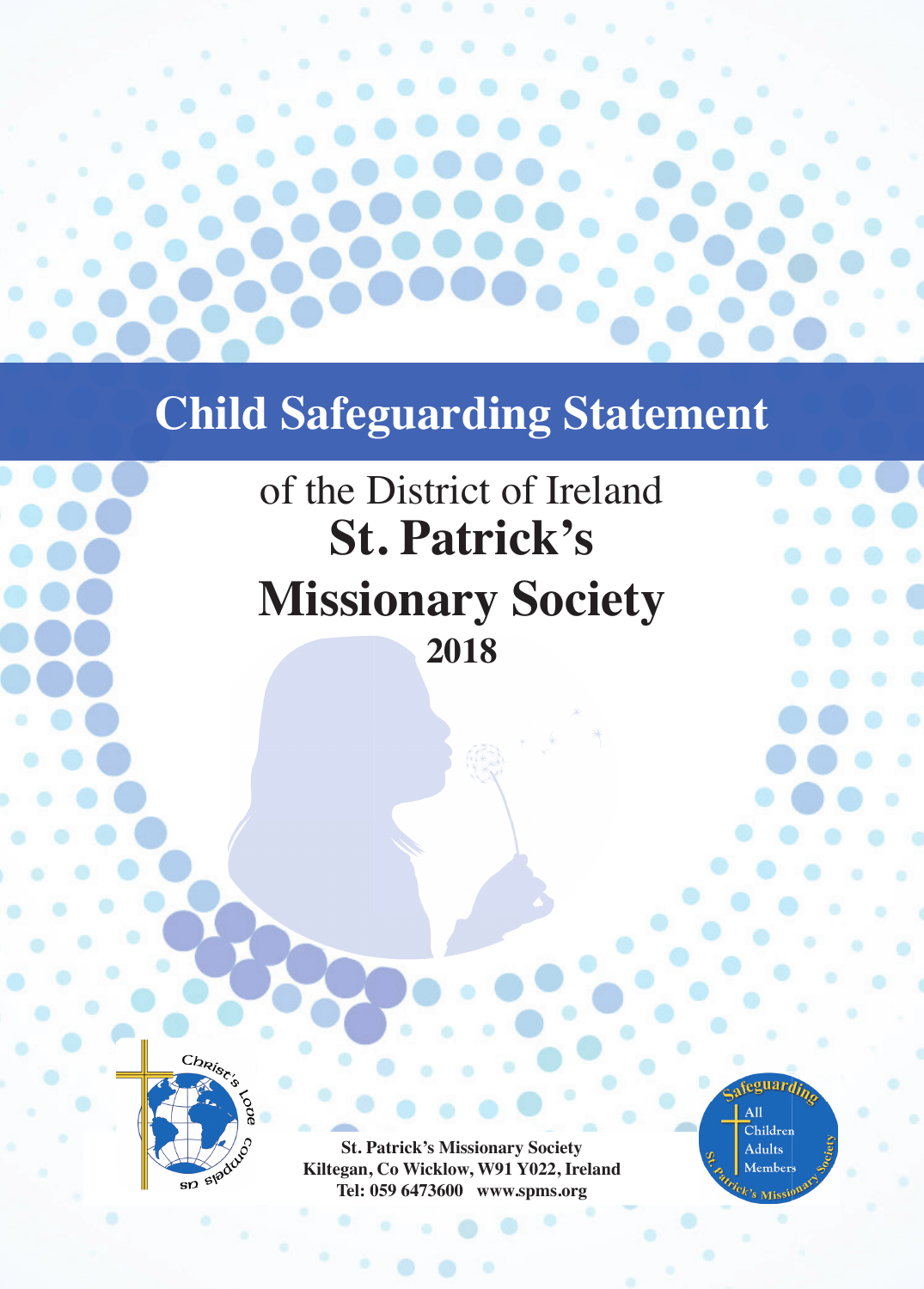# Child Safeguarding Statement

of the District of Ireland

**St. Patrick's Missionary Society**

**2018**

Christ's Love Compels Us

**St. Patrick's Missionary Society**
**Kiltegan, Co Wicklow, W91 Y022, Ireland**
**Tel: 059 6473600 www.spms.org**

Safeguarding
All
Children
Adults
Members
St. Patrick's Missionary Society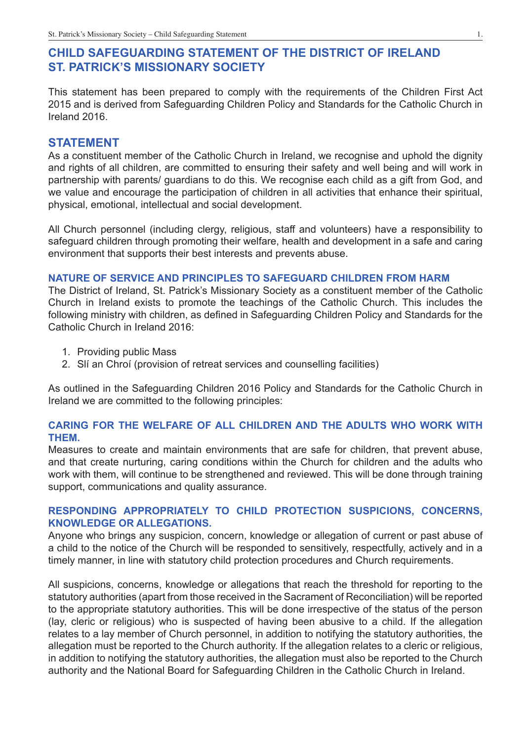# CHILD SAFEGUARDING STATEMENT OF THE DISTRICT OF IRELAND ST. PATRICK'S MISSIONARY SOCIETY

This statement has been prepared to comply with the requirements of the Children First Act 2015 and is derived from Safeguarding Children Policy and Standards for the Catholic Church in Ireland 2016.

## STATEMENT

As a constituent member of the Catholic Church in Ireland, we recognise and uphold the dignity and rights of all children, are committed to ensuring their safety and well being and will work in partnership with parents/ guardians to do this. We recognise each child as a gift from God, and we value and encourage the participation of children in all activities that enhance their spiritual, physical, emotional, intellectual and social development.

All Church personnel (including clergy, religious, staff and volunteers) have a responsibility to safeguard children through promoting their welfare, health and development in a safe and caring environment that supports their best interests and prevents abuse.

### NATURE OF SERVICE AND PRINCIPLES TO SAFEGUARD CHILDREN FROM HARM

The District of Ireland, St. Patrick's Missionary Society as a constituent member of the Catholic Church in Ireland exists to promote the teachings of the Catholic Church. This includes the following ministry with children, as defined in Safeguarding Children Policy and Standards for the Catholic Church in Ireland 2016:

1. Providing public Mass
2. Slí an Chroí (provision of retreat services and counselling facilities)

As outlined in the Safeguarding Children 2016 Policy and Standards for the Catholic Church in Ireland we are committed to the following principles:

### CARING FOR THE WELFARE OF ALL CHILDREN AND THE ADULTS WHO WORK WITH THEM.

Measures to create and maintain environments that are safe for children, that prevent abuse, and that create nurturing, caring conditions within the Church for children and the adults who work with them, will continue to be strengthened and reviewed. This will be done through training support, communications and quality assurance.

### RESPONDING APPROPRIATELY TO CHILD PROTECTION SUSPICIONS, CONCERNS, KNOWLEDGE OR ALLEGATIONS.

Anyone who brings any suspicion, concern, knowledge or allegation of current or past abuse of a child to the notice of the Church will be responded to sensitively, respectfully, actively and in a timely manner, in line with statutory child protection procedures and Church requirements.

All suspicions, concerns, knowledge or allegations that reach the threshold for reporting to the statutory authorities (apart from those received in the Sacrament of Reconciliation) will be reported to the appropriate statutory authorities. This will be done irrespective of the status of the person (lay, cleric or religious) who is suspected of having been abusive to a child. If the allegation relates to a lay member of Church personnel, in addition to notifying the statutory authorities, the allegation must be reported to the Church authority. If the allegation relates to a cleric or religious, in addition to notifying the statutory authorities, the allegation must also be reported to the Church authority and the National Board for Safeguarding Children in the Catholic Church in Ireland.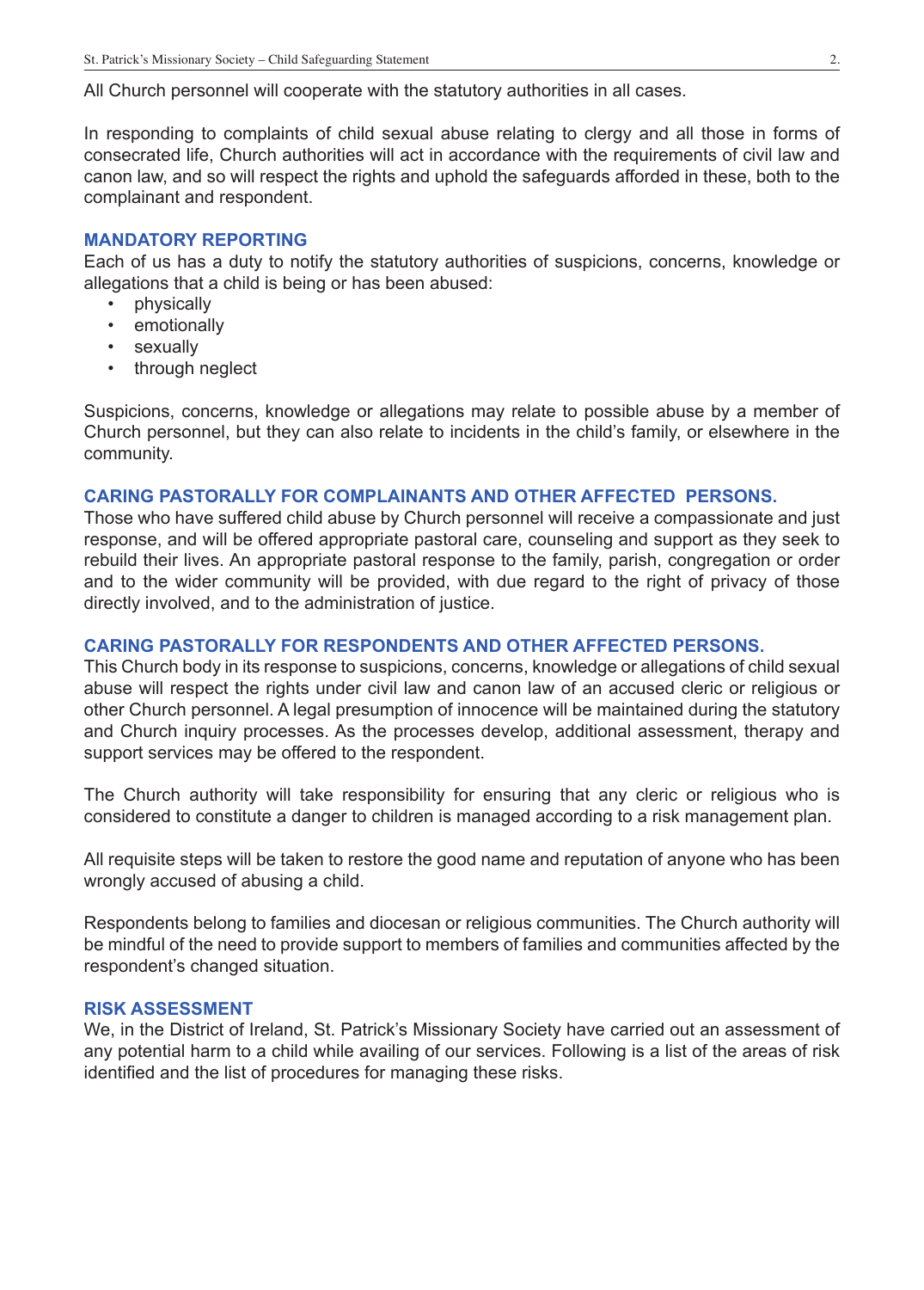All Church personnel will cooperate with the statutory authorities in all cases.

In responding to complaints of child sexual abuse relating to clergy and all those in forms of consecrated life, Church authorities will act in accordance with the requirements of civil law and canon law, and so will respect the rights and uphold the safeguards afforded in these, both to the complainant and respondent.

## MANDATORY REPORTING

Each of us has a duty to notify the statutory authorities of suspicions, concerns, knowledge or allegations that a child is being or has been abused:

- physically
- emotionally
- sexually
- through neglect

Suspicions, concerns, knowledge or allegations may relate to possible abuse by a member of Church personnel, but they can also relate to incidents in the child's family, or elsewhere in the community.

## CARING PASTORALLY FOR COMPLAINANTS AND OTHER AFFECTED PERSONS.

Those who have suffered child abuse by Church personnel will receive a compassionate and just response, and will be offered appropriate pastoral care, counseling and support as they seek to rebuild their lives. An appropriate pastoral response to the family, parish, congregation or order and to the wider community will be provided, with due regard to the right of privacy of those directly involved, and to the administration of justice.

## CARING PASTORALLY FOR RESPONDENTS AND OTHER AFFECTED PERSONS.

This Church body in its response to suspicions, concerns, knowledge or allegations of child sexual abuse will respect the rights under civil law and canon law of an accused cleric or religious or other Church personnel. A legal presumption of innocence will be maintained during the statutory and Church inquiry processes. As the processes develop, additional assessment, therapy and support services may be offered to the respondent.

The Church authority will take responsibility for ensuring that any cleric or religious who is considered to constitute a danger to children is managed according to a risk management plan.

All requisite steps will be taken to restore the good name and reputation of anyone who has been wrongly accused of abusing a child.

Respondents belong to families and diocesan or religious communities. The Church authority will be mindful of the need to provide support to members of families and communities affected by the respondent's changed situation.

## RISK ASSESSMENT

We, in the District of Ireland, St. Patrick's Missionary Society have carried out an assessment of any potential harm to a child while availing of our services. Following is a list of the areas of risk identified and the list of procedures for managing these risks.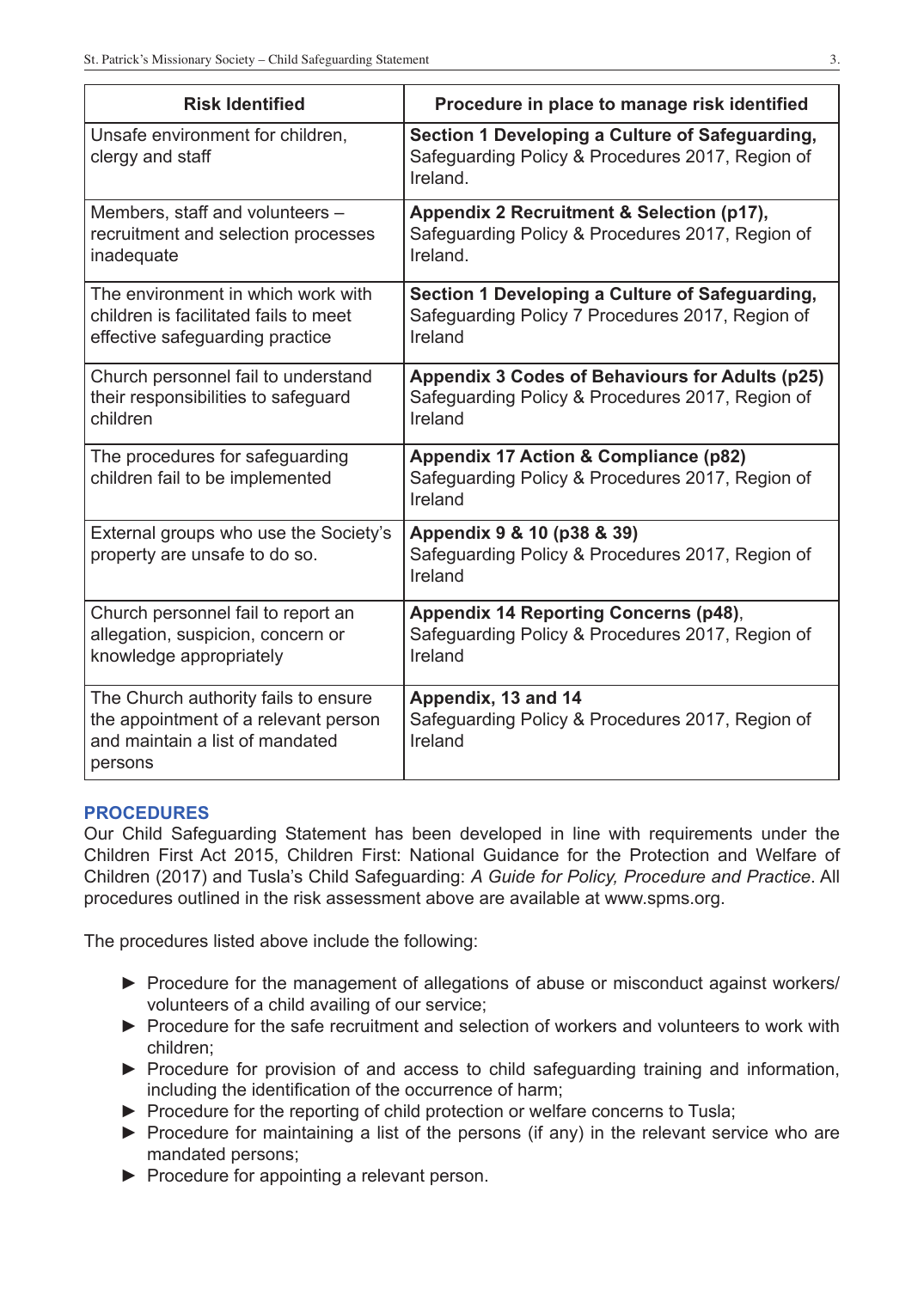| Risk Identified | Procedure in place to manage risk identified |
|---|---|
| Unsafe environment for children, clergy and staff | **Section 1 Developing a Culture of Safeguarding,** Safeguarding Policy & Procedures 2017, Region of Ireland. |
| Members, staff and volunteers – recruitment and selection processes inadequate | **Appendix 2 Recruitment & Selection (p17),** Safeguarding Policy & Procedures 2017, Region of Ireland. |
| The environment in which work with children is facilitated fails to meet effective safeguarding practice | **Section 1 Developing a Culture of Safeguarding,** Safeguarding Policy 7 Procedures 2017, Region of Ireland |
| Church personnel fail to understand their responsibilities to safeguard children | **Appendix 3 Codes of Behaviours for Adults (p25)** Safeguarding Policy & Procedures 2017, Region of Ireland |
| The procedures for safeguarding children fail to be implemented | **Appendix 17 Action & Compliance (p82)** Safeguarding Policy & Procedures 2017, Region of Ireland |
| External groups who use the Society's property are unsafe to do so. | **Appendix 9 & 10 (p38 & 39)** Safeguarding Policy & Procedures 2017, Region of Ireland |
| Church personnel fail to report an allegation, suspicion, concern or knowledge appropriately | **Appendix 14 Reporting Concerns (p48)**, Safeguarding Policy & Procedures 2017, Region of Ireland |
| The Church authority fails to ensure the appointment of a relevant person and maintain a list of mandated persons | **Appendix, 13 and 14** Safeguarding Policy & Procedures 2017, Region of Ireland |

## PROCEDURES

Our Child Safeguarding Statement has been developed in line with requirements under the Children First Act 2015, Children First: National Guidance for the Protection and Welfare of Children (2017) and Tusla's Child Safeguarding: *A Guide for Policy, Procedure and Practice*. All procedures outlined in the risk assessment above are available at www.spms.org.

The procedures listed above include the following:

- Procedure for the management of allegations of abuse or misconduct against workers/ volunteers of a child availing of our service;
- Procedure for the safe recruitment and selection of workers and volunteers to work with children;
- Procedure for provision of and access to child safeguarding training and information, including the identification of the occurrence of harm;
- Procedure for the reporting of child protection or welfare concerns to Tusla;
- Procedure for maintaining a list of the persons (if any) in the relevant service who are mandated persons;
- Procedure for appointing a relevant person.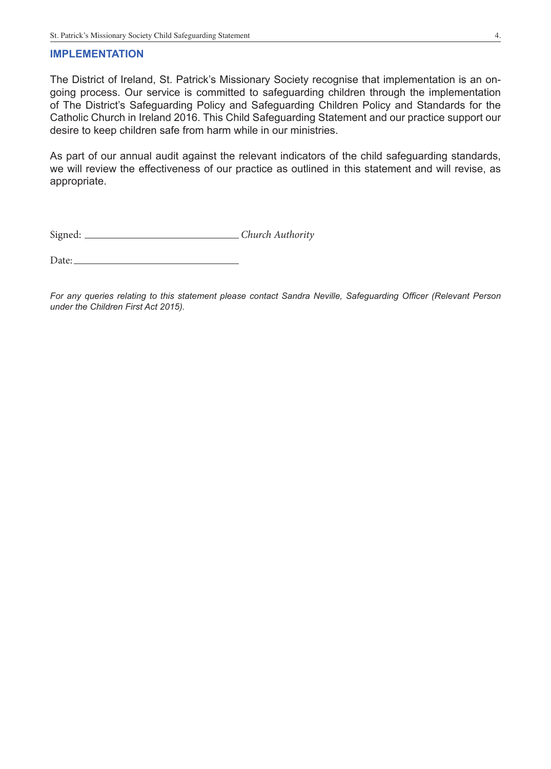## IMPLEMENTATION

The District of Ireland, St. Patrick's Missionary Society recognise that implementation is an on-going process. Our service is committed to safeguarding children through the implementation of The District's Safeguarding Policy and Safeguarding Children Policy and Standards for the Catholic Church in Ireland 2016. This Child Safeguarding Statement and our practice support our desire to keep children safe from harm while in our ministries.

As part of our annual audit against the relevant indicators of the child safeguarding standards, we will review the effectiveness of our practice as outlined in this statement and will revise, as appropriate.

Signed: ______________________________ *Church Authority*

Date: ______________________________

*For any queries relating to this statement please contact Sandra Neville, Safeguarding Officer (Relevant Person under the Children First Act 2015).*